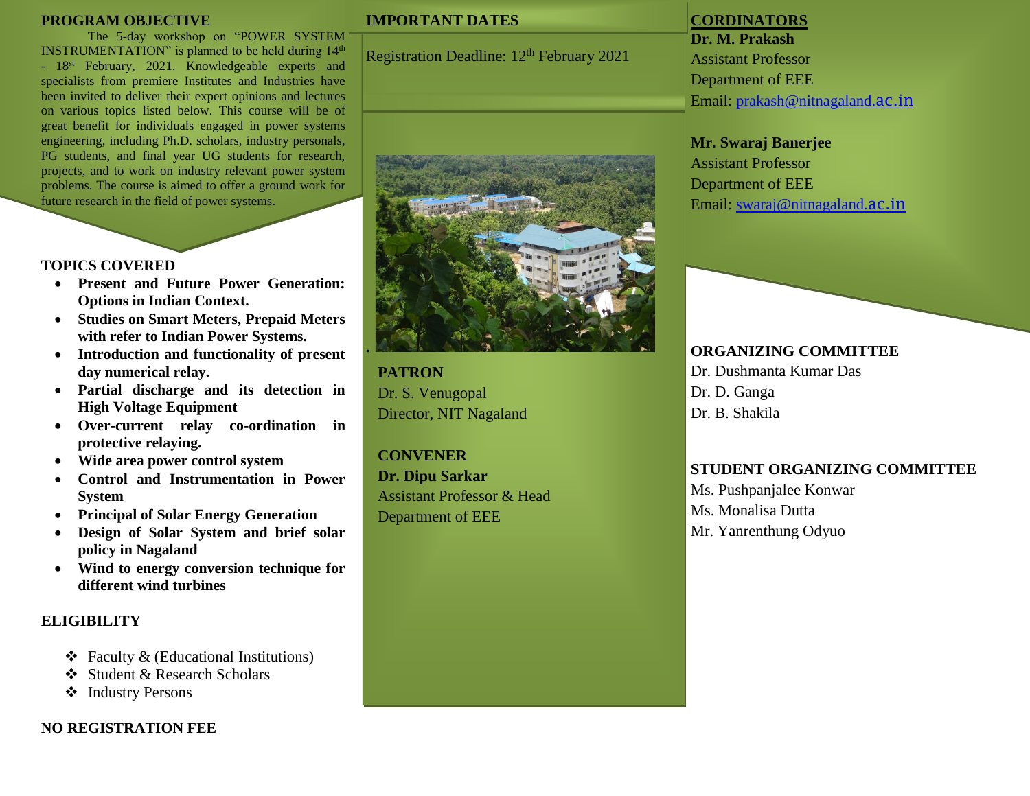## PROGRAM OBJECTIVE

The 5-day workshop on "POWER SYSTEM INSTRUMENTATION" is planned to be held during 14th - 18st February, 2021. Knowledgeable experts and specialists from premiere Institutes and Industries have been invited to deliver their expert opinions and lectures on various topics listed below. This course will be of great benefit for individuals engaged in power systems engineering, including Ph.D. scholars, industry personals, PG students, and final year UG students for research, projects, and to work on industry relevant power system problems. The course is aimed to offer a ground work for future research in the field of power systems.

## TOPICS COVERED

- **Present and Future Power Generation: Options in Indian Context.**
- **Studies on Smart Meters, Prepaid Meters with refer to Indian Power Systems.**
- **Introduction and functionality of present day numerical relay.**
- **Partial discharge and its detection in High Voltage Equipment**
- **Over-current relay co-ordination in protective relaying.**
- **Wide area power control system**
- **Control and Instrumentation in Power System**
- **Principal of Solar Energy Generation**
- **Design of Solar System and brief solar policy in Nagaland**
- **Wind to energy conversion technique for different wind turbines**

## ELIGIBILITY

- ❖ Faculty & (Educational Institutions)
- ❖ Student & Research Scholars
- ❖ Industry Persons

**NO REGISTRATION FEE**

## IMPORTANT DATES

Registration Deadline: 12th February 2021

## PATRON

Dr. S. Venugopal
Director, NIT Nagaland

## CONVENER

**Dr. Dipu Sarkar**
Assistant Professor & Head
Department of EEE

## CORDINATORS

**Dr. M. Prakash**
Assistant Professor
Department of EEE
Email: prakash@nitnagaland.ac.in

**Mr. Swaraj Banerjee**
Assistant Professor
Department of EEE
Email: swaraj@nitnagaland.ac.in

## ORGANIZING COMMITTEE

Dr. Dushmanta Kumar Das
Dr. D. Ganga
Dr. B. Shakila

## STUDENT ORGANIZING COMMITTEE

Ms. Pushpanjalee Konwar
Ms. Monalisa Dutta
Mr. Yanrenthung Odyuo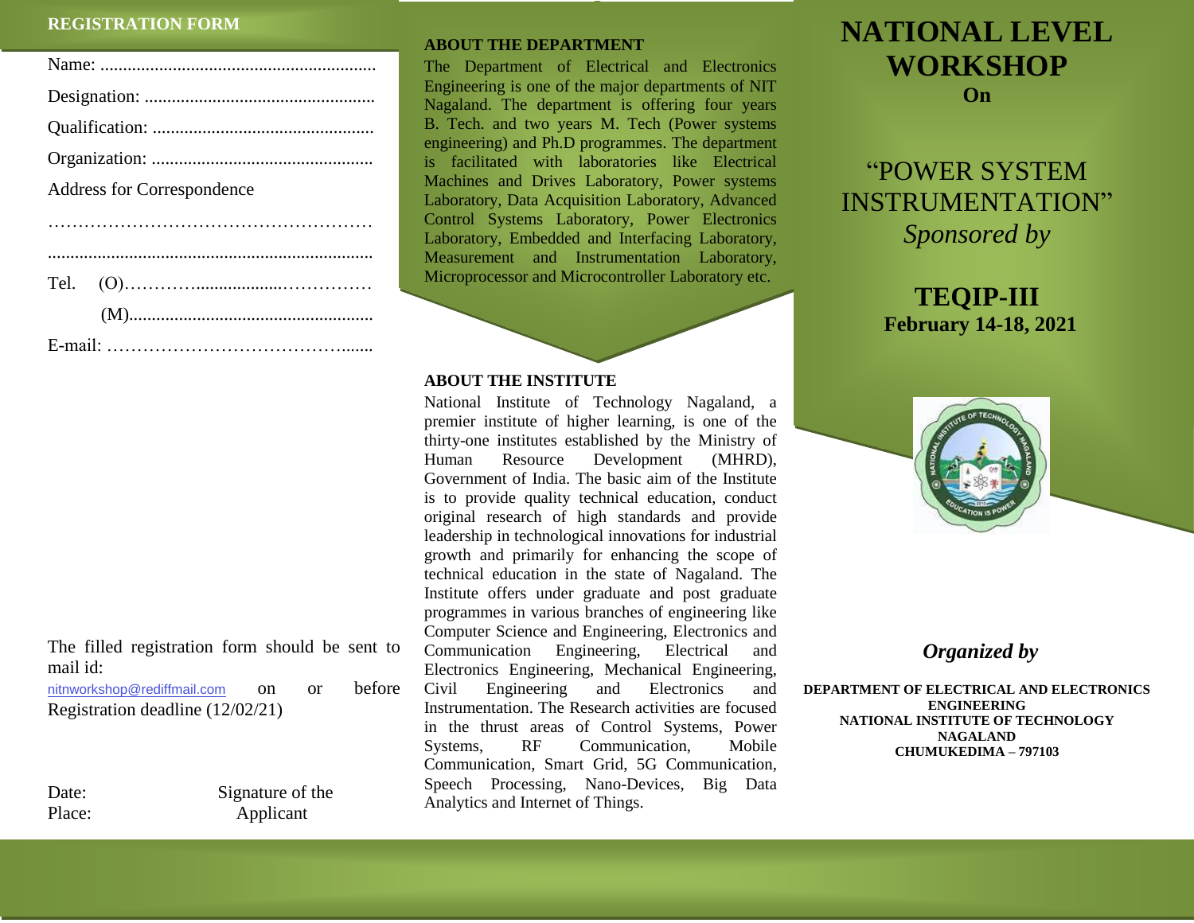## REGISTRATION FORM

Name: ............................................................

Designation: ..................................................

Qualification: ................................................

Organization: ................................................

Address for Correspondence

………………………………………………

.......................................................................

Tel. (O)…………..................……………

(M).....................................................

E-mail: …………………………………......

The filled registration form should be sent to mail id:
nitnworkshop@rediffmail.com on or before Registration deadline (12/02/21)

Date:

Place:

Signature of the Applicant

## ABOUT THE DEPARTMENT

The Department of Electrical and Electronics Engineering is one of the major departments of NIT Nagaland. The department is offering four years B. Tech. and two years M. Tech (Power systems engineering) and Ph.D programmes. The department is facilitated with laboratories like Electrical Machines and Drives Laboratory, Power systems Laboratory, Data Acquisition Laboratory, Advanced Control Systems Laboratory, Power Electronics Laboratory, Embedded and Interfacing Laboratory, Measurement and Instrumentation Laboratory, Microprocessor and Microcontroller Laboratory etc.

## ABOUT THE INSTITUTE

National Institute of Technology Nagaland, a premier institute of higher learning, is one of the thirty-one institutes established by the Ministry of Human Resource Development (MHRD), Government of India. The basic aim of the Institute is to provide quality technical education, conduct original research of high standards and provide leadership in technological innovations for industrial growth and primarily for enhancing the scope of technical education in the state of Nagaland. The Institute offers under graduate and post graduate programmes in various branches of engineering like Computer Science and Engineering, Electronics and Communication Engineering, Electrical and Electronics Engineering, Mechanical Engineering, Civil Engineering and Electronics and Instrumentation. The Research activities are focused in the thrust areas of Control Systems, Power Systems, RF Communication, Mobile Communication, Smart Grid, 5G Communication, Speech Processing, Nano-Devices, Big Data Analytics and Internet of Things.

# NATIONAL LEVEL WORKSHOP

**On**

## "POWER SYSTEM INSTRUMENTATION"

*Sponsored by*

**TEQIP-III**

**February 14-18, 2021**

***Organized by***

**DEPARTMENT OF ELECTRICAL AND ELECTRONICS ENGINEERING**
**NATIONAL INSTITUTE OF TECHNOLOGY NAGALAND**
**CHUMUKEDIMA – 797103**